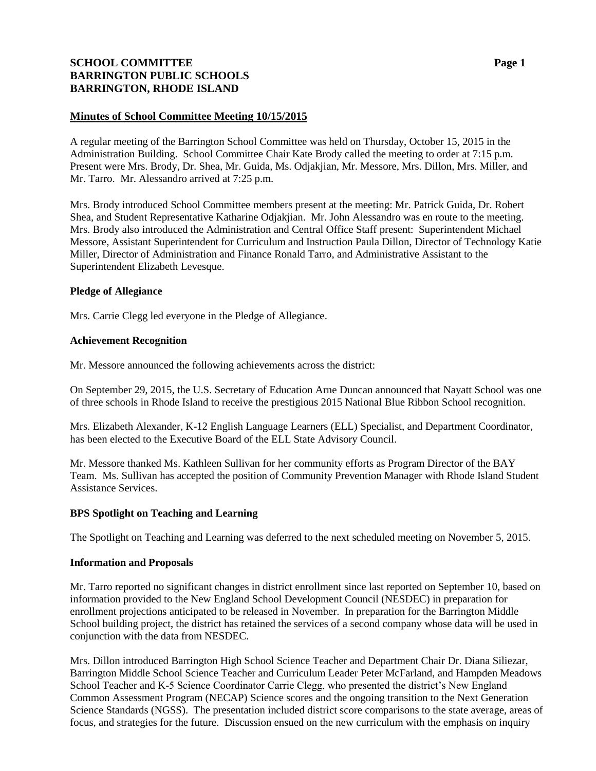**SCHOOL COMMITTEE**
**BARRINGTON PUBLIC SCHOOLS**
**BARRINGTON, RHODE ISLAND**

## Minutes of School Committee Meeting 10/15/2015

A regular meeting of the Barrington School Committee was held on Thursday, October 15, 2015 in the Administration Building. School Committee Chair Kate Brody called the meeting to order at 7:15 p.m. Present were Mrs. Brody, Dr. Shea, Mr. Guida, Ms. Odjakjian, Mr. Messore, Mrs. Dillon, Mrs. Miller, and Mr. Tarro. Mr. Alessandro arrived at 7:25 p.m.

Mrs. Brody introduced School Committee members present at the meeting: Mr. Patrick Guida, Dr. Robert Shea, and Student Representative Katharine Odjakjian. Mr. John Alessandro was en route to the meeting. Mrs. Brody also introduced the Administration and Central Office Staff present: Superintendent Michael Messore, Assistant Superintendent for Curriculum and Instruction Paula Dillon, Director of Technology Katie Miller, Director of Administration and Finance Ronald Tarro, and Administrative Assistant to the Superintendent Elizabeth Levesque.

### Pledge of Allegiance

Mrs. Carrie Clegg led everyone in the Pledge of Allegiance.

### Achievement Recognition

Mr. Messore announced the following achievements across the district:

On September 29, 2015, the U.S. Secretary of Education Arne Duncan announced that Nayatt School was one of three schools in Rhode Island to receive the prestigious 2015 National Blue Ribbon School recognition.

Mrs. Elizabeth Alexander, K-12 English Language Learners (ELL) Specialist, and Department Coordinator, has been elected to the Executive Board of the ELL State Advisory Council.

Mr. Messore thanked Ms. Kathleen Sullivan for her community efforts as Program Director of the BAY Team. Ms. Sullivan has accepted the position of Community Prevention Manager with Rhode Island Student Assistance Services.

### BPS Spotlight on Teaching and Learning

The Spotlight on Teaching and Learning was deferred to the next scheduled meeting on November 5, 2015.

### Information and Proposals

Mr. Tarro reported no significant changes in district enrollment since last reported on September 10, based on information provided to the New England School Development Council (NESDEC) in preparation for enrollment projections anticipated to be released in November. In preparation for the Barrington Middle School building project, the district has retained the services of a second company whose data will be used in conjunction with the data from NESDEC.

Mrs. Dillon introduced Barrington High School Science Teacher and Department Chair Dr. Diana Siliezar, Barrington Middle School Science Teacher and Curriculum Leader Peter McFarland, and Hampden Meadows School Teacher and K-5 Science Coordinator Carrie Clegg, who presented the district's New England Common Assessment Program (NECAP) Science scores and the ongoing transition to the Next Generation Science Standards (NGSS). The presentation included district score comparisons to the state average, areas of focus, and strategies for the future. Discussion ensued on the new curriculum with the emphasis on inquiry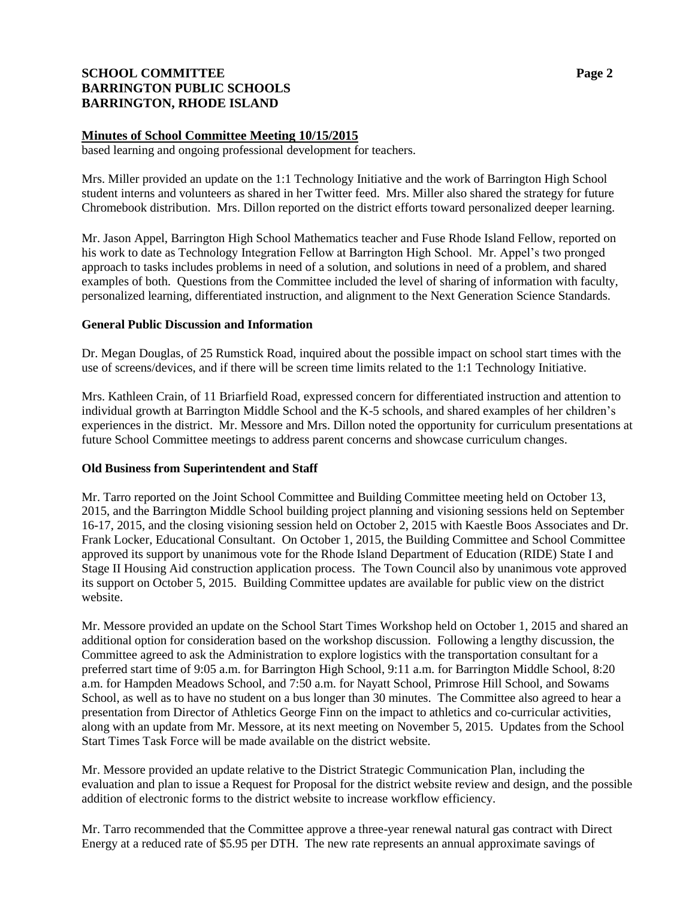**Minutes of School Committee Meeting 10/15/2015**

based learning and ongoing professional development for teachers.

Mrs. Miller provided an update on the 1:1 Technology Initiative and the work of Barrington High School student interns and volunteers as shared in her Twitter feed. Mrs. Miller also shared the strategy for future Chromebook distribution. Mrs. Dillon reported on the district efforts toward personalized deeper learning.

Mr. Jason Appel, Barrington High School Mathematics teacher and Fuse Rhode Island Fellow, reported on his work to date as Technology Integration Fellow at Barrington High School. Mr. Appel's two pronged approach to tasks includes problems in need of a solution, and solutions in need of a problem, and shared examples of both. Questions from the Committee included the level of sharing of information with faculty, personalized learning, differentiated instruction, and alignment to the Next Generation Science Standards.

**General Public Discussion and Information**

Dr. Megan Douglas, of 25 Rumstick Road, inquired about the possible impact on school start times with the use of screens/devices, and if there will be screen time limits related to the 1:1 Technology Initiative.

Mrs. Kathleen Crain, of 11 Briarfield Road, expressed concern for differentiated instruction and attention to individual growth at Barrington Middle School and the K-5 schools, and shared examples of her children's experiences in the district. Mr. Messore and Mrs. Dillon noted the opportunity for curriculum presentations at future School Committee meetings to address parent concerns and showcase curriculum changes.

**Old Business from Superintendent and Staff**

Mr. Tarro reported on the Joint School Committee and Building Committee meeting held on October 13, 2015, and the Barrington Middle School building project planning and visioning sessions held on September 16-17, 2015, and the closing visioning session held on October 2, 2015 with Kaestle Boos Associates and Dr. Frank Locker, Educational Consultant. On October 1, 2015, the Building Committee and School Committee approved its support by unanimous vote for the Rhode Island Department of Education (RIDE) State I and Stage II Housing Aid construction application process. The Town Council also by unanimous vote approved its support on October 5, 2015. Building Committee updates are available for public view on the district website.

Mr. Messore provided an update on the School Start Times Workshop held on October 1, 2015 and shared an additional option for consideration based on the workshop discussion. Following a lengthy discussion, the Committee agreed to ask the Administration to explore logistics with the transportation consultant for a preferred start time of 9:05 a.m. for Barrington High School, 9:11 a.m. for Barrington Middle School, 8:20 a.m. for Hampden Meadows School, and 7:50 a.m. for Nayatt School, Primrose Hill School, and Sowams School, as well as to have no student on a bus longer than 30 minutes. The Committee also agreed to hear a presentation from Director of Athletics George Finn on the impact to athletics and co-curricular activities, along with an update from Mr. Messore, at its next meeting on November 5, 2015. Updates from the School Start Times Task Force will be made available on the district website.

Mr. Messore provided an update relative to the District Strategic Communication Plan, including the evaluation and plan to issue a Request for Proposal for the district website review and design, and the possible addition of electronic forms to the district website to increase workflow efficiency.

Mr. Tarro recommended that the Committee approve a three-year renewal natural gas contract with Direct Energy at a reduced rate of $5.95 per DTH. The new rate represents an annual approximate savings of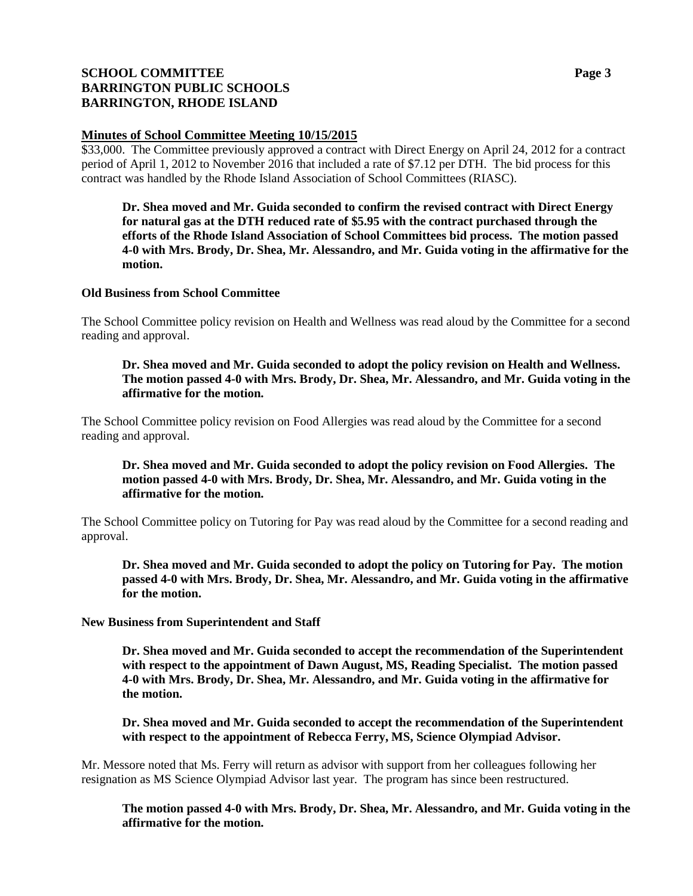**Minutes of School Committee Meeting 10/15/2015**

$33,000. The Committee previously approved a contract with Direct Energy on April 24, 2012 for a contract period of April 1, 2012 to November 2016 that included a rate of $7.12 per DTH. The bid process for this contract was handled by the Rhode Island Association of School Committees (RIASC).

> **Dr. Shea moved and Mr. Guida seconded to confirm the revised contract with Direct Energy for natural gas at the DTH reduced rate of $5.95 with the contract purchased through the efforts of the Rhode Island Association of School Committees bid process. The motion passed 4-0 with Mrs. Brody, Dr. Shea, Mr. Alessandro, and Mr. Guida voting in the affirmative for the motion.**

**Old Business from School Committee**

The School Committee policy revision on Health and Wellness was read aloud by the Committee for a second reading and approval.

> **Dr. Shea moved and Mr. Guida seconded to adopt the policy revision on Health and Wellness. The motion passed 4-0 with Mrs. Brody, Dr. Shea, Mr. Alessandro, and Mr. Guida voting in the affirmative for the motion.**

The School Committee policy revision on Food Allergies was read aloud by the Committee for a second reading and approval.

> **Dr. Shea moved and Mr. Guida seconded to adopt the policy revision on Food Allergies. The motion passed 4-0 with Mrs. Brody, Dr. Shea, Mr. Alessandro, and Mr. Guida voting in the affirmative for the motion.**

The School Committee policy on Tutoring for Pay was read aloud by the Committee for a second reading and approval.

> **Dr. Shea moved and Mr. Guida seconded to adopt the policy on Tutoring for Pay. The motion passed 4-0 with Mrs. Brody, Dr. Shea, Mr. Alessandro, and Mr. Guida voting in the affirmative for the motion.**

**New Business from Superintendent and Staff**

> **Dr. Shea moved and Mr. Guida seconded to accept the recommendation of the Superintendent with respect to the appointment of Dawn August, MS, Reading Specialist. The motion passed 4-0 with Mrs. Brody, Dr. Shea, Mr. Alessandro, and Mr. Guida voting in the affirmative for the motion.**

> **Dr. Shea moved and Mr. Guida seconded to accept the recommendation of the Superintendent with respect to the appointment of Rebecca Ferry, MS, Science Olympiad Advisor.**

Mr. Messore noted that Ms. Ferry will return as advisor with support from her colleagues following her resignation as MS Science Olympiad Advisor last year. The program has since been restructured.

> **The motion passed 4-0 with Mrs. Brody, Dr. Shea, Mr. Alessandro, and Mr. Guida voting in the affirmative for the motion.**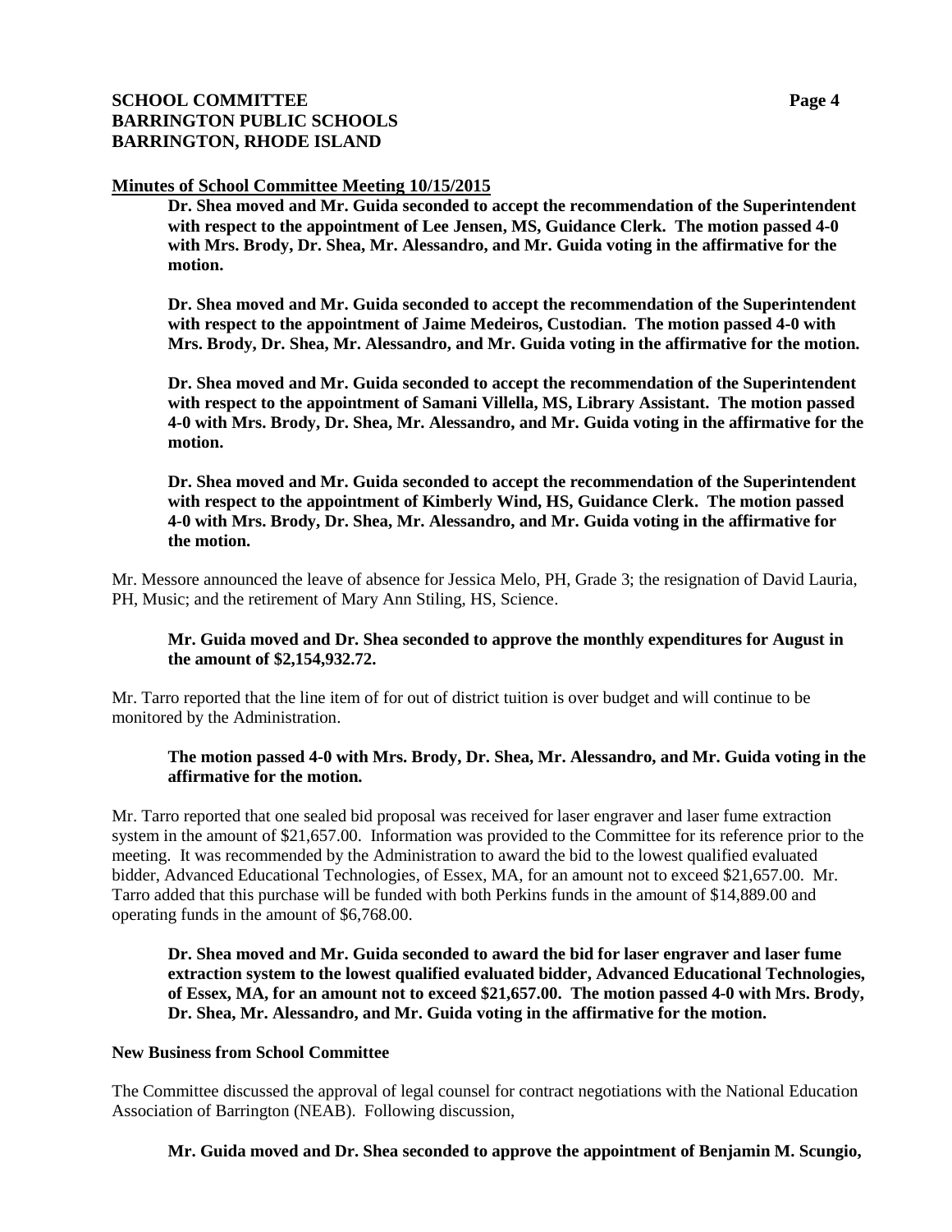**Minutes of School Committee Meeting 10/15/2015**

> **Dr. Shea moved and Mr. Guida seconded to accept the recommendation of the Superintendent with respect to the appointment of Lee Jensen, MS, Guidance Clerk. The motion passed 4-0 with Mrs. Brody, Dr. Shea, Mr. Alessandro, and Mr. Guida voting in the affirmative for the motion.**
>
> **Dr. Shea moved and Mr. Guida seconded to accept the recommendation of the Superintendent with respect to the appointment of Jaime Medeiros, Custodian. The motion passed 4-0 with Mrs. Brody, Dr. Shea, Mr. Alessandro, and Mr. Guida voting in the affirmative for the motion.**
>
> **Dr. Shea moved and Mr. Guida seconded to accept the recommendation of the Superintendent with respect to the appointment of Samani Villella, MS, Library Assistant. The motion passed 4-0 with Mrs. Brody, Dr. Shea, Mr. Alessandro, and Mr. Guida voting in the affirmative for the motion.**
>
> **Dr. Shea moved and Mr. Guida seconded to accept the recommendation of the Superintendent with respect to the appointment of Kimberly Wind, HS, Guidance Clerk. The motion passed 4-0 with Mrs. Brody, Dr. Shea, Mr. Alessandro, and Mr. Guida voting in the affirmative for the motion.**

Mr. Messore announced the leave of absence for Jessica Melo, PH, Grade 3; the resignation of David Lauria, PH, Music; and the retirement of Mary Ann Stiling, HS, Science.

> **Mr. Guida moved and Dr. Shea seconded to approve the monthly expenditures for August in the amount of $2,154,932.72.**

Mr. Tarro reported that the line item of for out of district tuition is over budget and will continue to be monitored by the Administration.

> **The motion passed 4-0 with Mrs. Brody, Dr. Shea, Mr. Alessandro, and Mr. Guida voting in the affirmative for the motion.**

Mr. Tarro reported that one sealed bid proposal was received for laser engraver and laser fume extraction system in the amount of $21,657.00. Information was provided to the Committee for its reference prior to the meeting. It was recommended by the Administration to award the bid to the lowest qualified evaluated bidder, Advanced Educational Technologies, of Essex, MA, for an amount not to exceed $21,657.00. Mr. Tarro added that this purchase will be funded with both Perkins funds in the amount of $14,889.00 and operating funds in the amount of $6,768.00.

> **Dr. Shea moved and Mr. Guida seconded to award the bid for laser engraver and laser fume extraction system to the lowest qualified evaluated bidder, Advanced Educational Technologies, of Essex, MA, for an amount not to exceed $21,657.00. The motion passed 4-0 with Mrs. Brody, Dr. Shea, Mr. Alessandro, and Mr. Guida voting in the affirmative for the motion.**

**New Business from School Committee**

The Committee discussed the approval of legal counsel for contract negotiations with the National Education Association of Barrington (NEAB). Following discussion,

> **Mr. Guida moved and Dr. Shea seconded to approve the appointment of Benjamin M. Scungio,**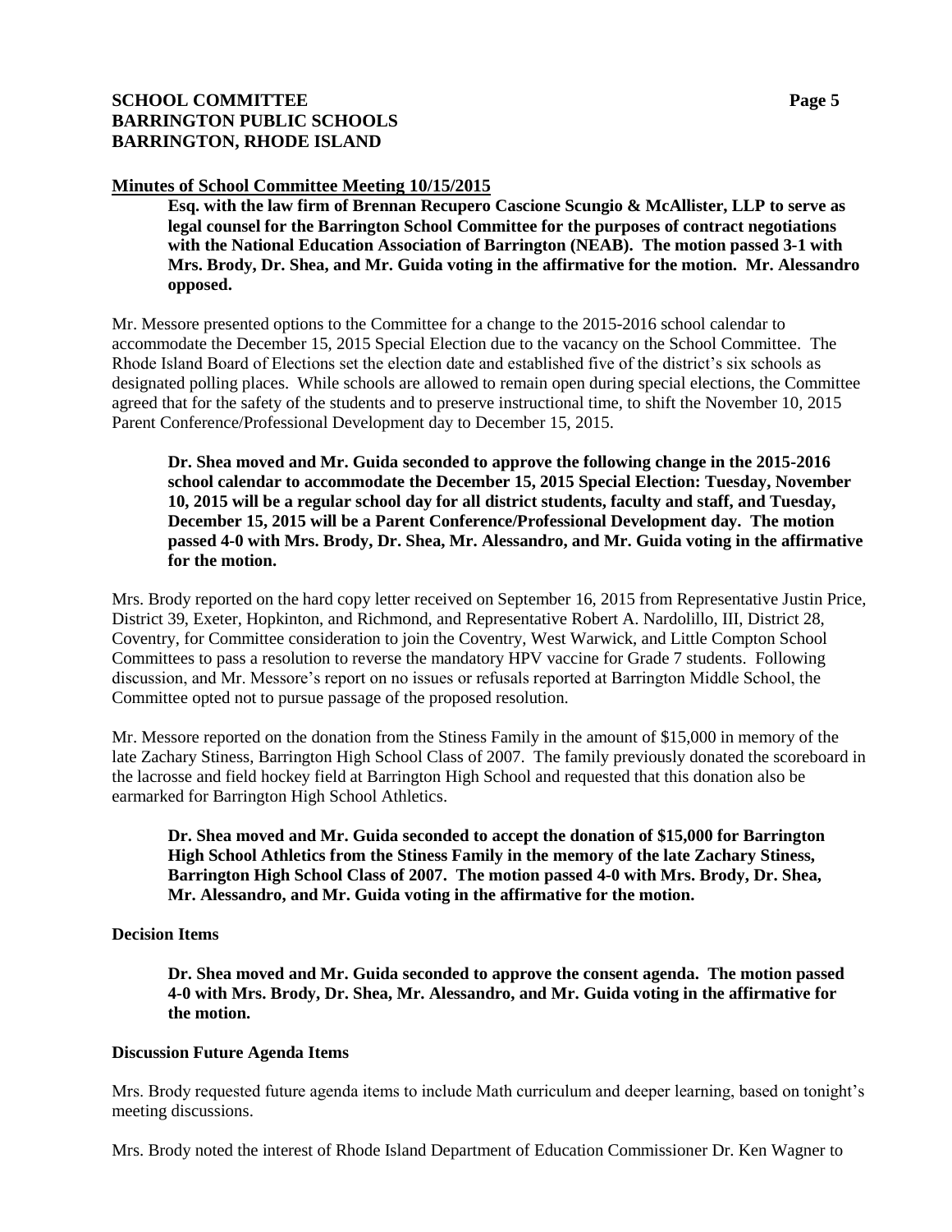**Minutes of School Committee Meeting 10/15/2015**

> **Esq. with the law firm of Brennan Recupero Cascione Scungio & McAllister, LLP to serve as legal counsel for the Barrington School Committee for the purposes of contract negotiations with the National Education Association of Barrington (NEAB). The motion passed 3-1 with Mrs. Brody, Dr. Shea, and Mr. Guida voting in the affirmative for the motion. Mr. Alessandro opposed.**

Mr. Messore presented options to the Committee for a change to the 2015-2016 school calendar to accommodate the December 15, 2015 Special Election due to the vacancy on the School Committee. The Rhode Island Board of Elections set the election date and established five of the district's six schools as designated polling places. While schools are allowed to remain open during special elections, the Committee agreed that for the safety of the students and to preserve instructional time, to shift the November 10, 2015 Parent Conference/Professional Development day to December 15, 2015.

> **Dr. Shea moved and Mr. Guida seconded to approve the following change in the 2015-2016 school calendar to accommodate the December 15, 2015 Special Election: Tuesday, November 10, 2015 will be a regular school day for all district students, faculty and staff, and Tuesday, December 15, 2015 will be a Parent Conference/Professional Development day. The motion passed 4-0 with Mrs. Brody, Dr. Shea, Mr. Alessandro, and Mr. Guida voting in the affirmative for the motion.**

Mrs. Brody reported on the hard copy letter received on September 16, 2015 from Representative Justin Price, District 39, Exeter, Hopkinton, and Richmond, and Representative Robert A. Nardolillo, III, District 28, Coventry, for Committee consideration to join the Coventry, West Warwick, and Little Compton School Committees to pass a resolution to reverse the mandatory HPV vaccine for Grade 7 students. Following discussion, and Mr. Messore's report on no issues or refusals reported at Barrington Middle School, the Committee opted not to pursue passage of the proposed resolution.

Mr. Messore reported on the donation from the Stiness Family in the amount of $15,000 in memory of the late Zachary Stiness, Barrington High School Class of 2007. The family previously donated the scoreboard in the lacrosse and field hockey field at Barrington High School and requested that this donation also be earmarked for Barrington High School Athletics.

> **Dr. Shea moved and Mr. Guida seconded to accept the donation of $15,000 for Barrington High School Athletics from the Stiness Family in the memory of the late Zachary Stiness, Barrington High School Class of 2007. The motion passed 4-0 with Mrs. Brody, Dr. Shea, Mr. Alessandro, and Mr. Guida voting in the affirmative for the motion.**

**Decision Items**

> **Dr. Shea moved and Mr. Guida seconded to approve the consent agenda. The motion passed 4-0 with Mrs. Brody, Dr. Shea, Mr. Alessandro, and Mr. Guida voting in the affirmative for the motion.**

**Discussion Future Agenda Items**

Mrs. Brody requested future agenda items to include Math curriculum and deeper learning, based on tonight's meeting discussions.

Mrs. Brody noted the interest of Rhode Island Department of Education Commissioner Dr. Ken Wagner to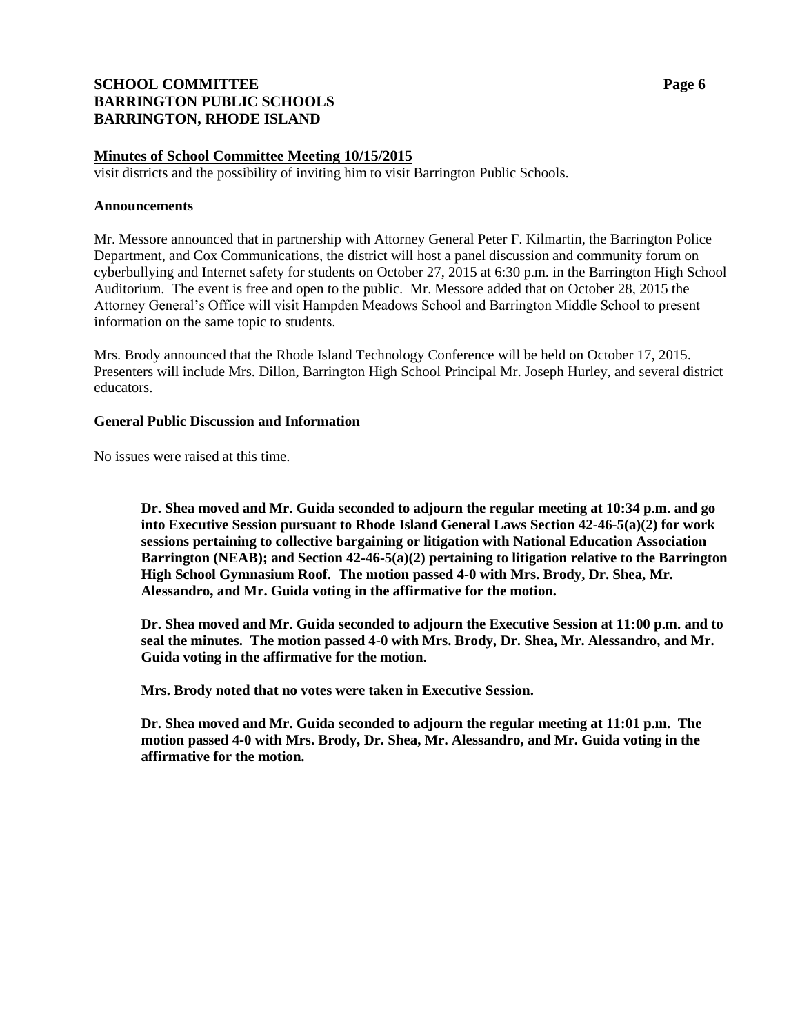**Minutes of School Committee Meeting 10/15/2015**

visit districts and the possibility of inviting him to visit Barrington Public Schools.

**Announcements**

Mr. Messore announced that in partnership with Attorney General Peter F. Kilmartin, the Barrington Police Department, and Cox Communications, the district will host a panel discussion and community forum on cyberbullying and Internet safety for students on October 27, 2015 at 6:30 p.m. in the Barrington High School Auditorium. The event is free and open to the public. Mr. Messore added that on October 28, 2015 the Attorney General's Office will visit Hampden Meadows School and Barrington Middle School to present information on the same topic to students.

Mrs. Brody announced that the Rhode Island Technology Conference will be held on October 17, 2015. Presenters will include Mrs. Dillon, Barrington High School Principal Mr. Joseph Hurley, and several district educators.

**General Public Discussion and Information**

No issues were raised at this time.

**Dr. Shea moved and Mr. Guida seconded to adjourn the regular meeting at 10:34 p.m. and go into Executive Session pursuant to Rhode Island General Laws Section 42-46-5(a)(2) for work sessions pertaining to collective bargaining or litigation with National Education Association Barrington (NEAB); and Section 42-46-5(a)(2) pertaining to litigation relative to the Barrington High School Gymnasium Roof. The motion passed 4-0 with Mrs. Brody, Dr. Shea, Mr. Alessandro, and Mr. Guida voting in the affirmative for the motion.**

**Dr. Shea moved and Mr. Guida seconded to adjourn the Executive Session at 11:00 p.m. and to seal the minutes. The motion passed 4-0 with Mrs. Brody, Dr. Shea, Mr. Alessandro, and Mr. Guida voting in the affirmative for the motion.**

**Mrs. Brody noted that no votes were taken in Executive Session.**

**Dr. Shea moved and Mr. Guida seconded to adjourn the regular meeting at 11:01 p.m. The motion passed 4-0 with Mrs. Brody, Dr. Shea, Mr. Alessandro, and Mr. Guida voting in the affirmative for the motion.**